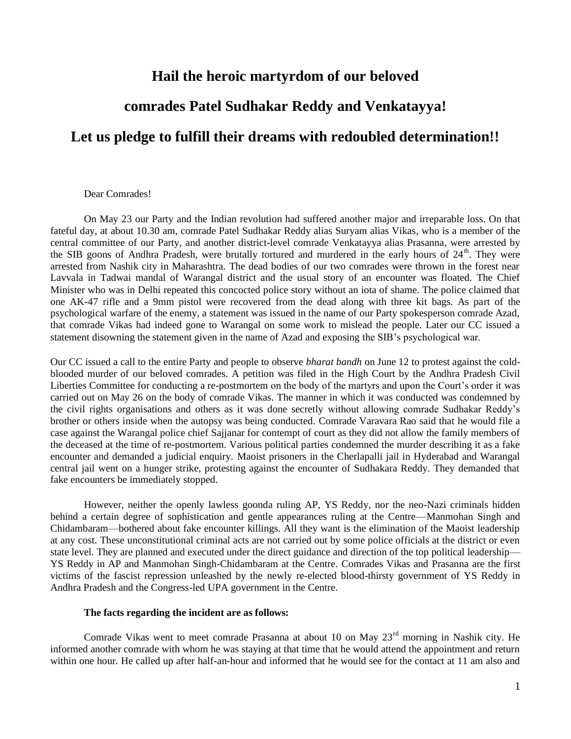# Hail the heroic martyrdom of our beloved

# comrades Patel Sudhakar Reddy and Venkatayya!

# Let us pledge to fulfill their dreams with redoubled determination!!

Dear Comrades!

On May 23 our Party and the Indian revolution had suffered another major and irreparable loss. On that fateful day, at about 10.30 am, comrade Patel Sudhakar Reddy alias Suryam alias Vikas, who is a member of the central committee of our Party, and another district-level comrade Venkatayya alias Prasanna, were arrested by the SIB goons of Andhra Pradesh, were brutally tortured and murdered in the early hours of 24th. They were arrested from Nashik city in Maharashtra. The dead bodies of our two comrades were thrown in the forest near Lavvala in Tadwai mandal of Warangal district and the usual story of an encounter was floated. The Chief Minister who was in Delhi repeated this concocted police story without an iota of shame. The police claimed that one AK-47 rifle and a 9mm pistol were recovered from the dead along with three kit bags. As part of the psychological warfare of the enemy, a statement was issued in the name of our Party spokesperson comrade Azad, that comrade Vikas had indeed gone to Warangal on some work to mislead the people. Later our CC issued a statement disowning the statement given in the name of Azad and exposing the SIB's psychological war.

Our CC issued a call to the entire Party and people to observe *bharat bandh* on June 12 to protest against the cold-blooded murder of our beloved comrades. A petition was filed in the High Court by the Andhra Pradesh Civil Liberties Committee for conducting a re-postmortem on the body of the martyrs and upon the Court's order it was carried out on May 26 on the body of comrade Vikas. The manner in which it was conducted was condemned by the civil rights organisations and others as it was done secretly without allowing comrade Sudhakar Reddy's brother or others inside when the autopsy was being conducted. Comrade Varavara Rao said that he would file a case against the Warangal police chief Sajjanar for contempt of court as they did not allow the family members of the deceased at the time of re-postmortem. Various political parties condemned the murder describing it as a fake encounter and demanded a judicial enquiry. Maoist prisoners in the Cherlapalli jail in Hyderabad and Warangal central jail went on a hunger strike, protesting against the encounter of Sudhakara Reddy. They demanded that fake encounters be immediately stopped.

However, neither the openly lawless goonda ruling AP, YS Reddy, nor the neo-Nazi criminals hidden behind a certain degree of sophistication and gentle appearances ruling at the Centre—Manmohan Singh and Chidambaram—bothered about fake encounter killings. All they want is the elimination of the Maoist leadership at any cost. These unconstitutional criminal acts are not carried out by some police officials at the district or even state level. They are planned and executed under the direct guidance and direction of the top political leadership—YS Reddy in AP and Manmohan Singh-Chidambaram at the Centre. Comrades Vikas and Prasanna are the first victims of the fascist repression unleashed by the newly re-elected blood-thirsty government of YS Reddy in Andhra Pradesh and the Congress-led UPA government in the Centre.

**The facts regarding the incident are as follows:**

Comrade Vikas went to meet comrade Prasanna at about 10 on May 23rd morning in Nashik city. He informed another comrade with whom he was staying at that time that he would attend the appointment and return within one hour. He called up after half-an-hour and informed that he would see for the contact at 11 am also and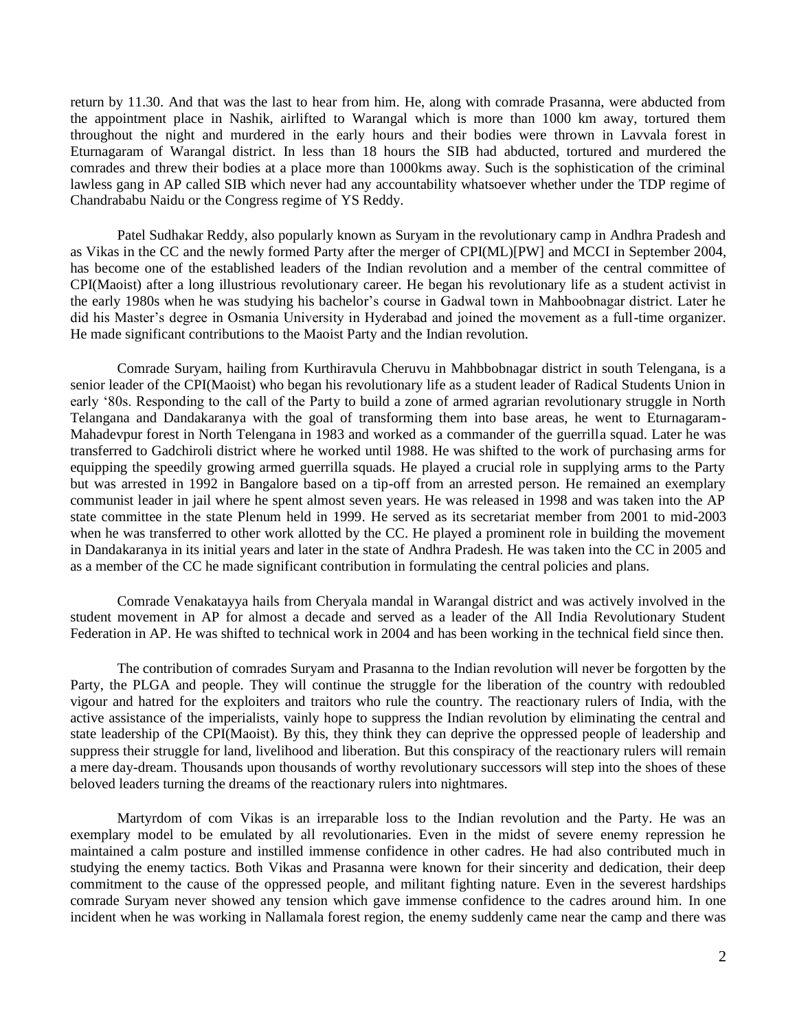return by 11.30. And that was the last to hear from him. He, along with comrade Prasanna, were abducted from the appointment place in Nashik, airlifted to Warangal which is more than 1000 km away, tortured them throughout the night and murdered in the early hours and their bodies were thrown in Lavvala forest in Eturnagaram of Warangal district. In less than 18 hours the SIB had abducted, tortured and murdered the comrades and threw their bodies at a place more than 1000kms away. Such is the sophistication of the criminal lawless gang in AP called SIB which never had any accountability whatsoever whether under the TDP regime of Chandrababu Naidu or the Congress regime of YS Reddy.

Patel Sudhakar Reddy, also popularly known as Suryam in the revolutionary camp in Andhra Pradesh and as Vikas in the CC and the newly formed Party after the merger of CPI(ML)[PW] and MCCI in September 2004, has become one of the established leaders of the Indian revolution and a member of the central committee of CPI(Maoist) after a long illustrious revolutionary career. He began his revolutionary life as a student activist in the early 1980s when he was studying his bachelor's course in Gadwal town in Mahboobnagar district. Later he did his Master's degree in Osmania University in Hyderabad and joined the movement as a full-time organizer. He made significant contributions to the Maoist Party and the Indian revolution.

Comrade Suryam, hailing from Kurthiravula Cheruvu in Mahbbobnagar district in south Telengana, is a senior leader of the CPI(Maoist) who began his revolutionary life as a student leader of Radical Students Union in early '80s. Responding to the call of the Party to build a zone of armed agrarian revolutionary struggle in North Telangana and Dandakaranya with the goal of transforming them into base areas, he went to Eturnagaram-Mahadevpur forest in North Telengana in 1983 and worked as a commander of the guerrilla squad. Later he was transferred to Gadchiroli district where he worked until 1988. He was shifted to the work of purchasing arms for equipping the speedily growing armed guerrilla squads. He played a crucial role in supplying arms to the Party but was arrested in 1992 in Bangalore based on a tip-off from an arrested person. He remained an exemplary communist leader in jail where he spent almost seven years. He was released in 1998 and was taken into the AP state committee in the state Plenum held in 1999. He served as its secretariat member from 2001 to mid-2003 when he was transferred to other work allotted by the CC. He played a prominent role in building the movement in Dandakaranya in its initial years and later in the state of Andhra Pradesh. He was taken into the CC in 2005 and as a member of the CC he made significant contribution in formulating the central policies and plans.

Comrade Venakatayya hails from Cheryala mandal in Warangal district and was actively involved in the student movement in AP for almost a decade and served as a leader of the All India Revolutionary Student Federation in AP. He was shifted to technical work in 2004 and has been working in the technical field since then.

The contribution of comrades Suryam and Prasanna to the Indian revolution will never be forgotten by the Party, the PLGA and people. They will continue the struggle for the liberation of the country with redoubled vigour and hatred for the exploiters and traitors who rule the country. The reactionary rulers of India, with the active assistance of the imperialists, vainly hope to suppress the Indian revolution by eliminating the central and state leadership of the CPI(Maoist). By this, they think they can deprive the oppressed people of leadership and suppress their struggle for land, livelihood and liberation. But this conspiracy of the reactionary rulers will remain a mere day-dream. Thousands upon thousands of worthy revolutionary successors will step into the shoes of these beloved leaders turning the dreams of the reactionary rulers into nightmares.

Martyrdom of com Vikas is an irreparable loss to the Indian revolution and the Party. He was an exemplary model to be emulated by all revolutionaries. Even in the midst of severe enemy repression he maintained a calm posture and instilled immense confidence in other cadres. He had also contributed much in studying the enemy tactics. Both Vikas and Prasanna were known for their sincerity and dedication, their deep commitment to the cause of the oppressed people, and militant fighting nature. Even in the severest hardships comrade Suryam never showed any tension which gave immense confidence to the cadres around him. In one incident when he was working in Nallamala forest region, the enemy suddenly came near the camp and there was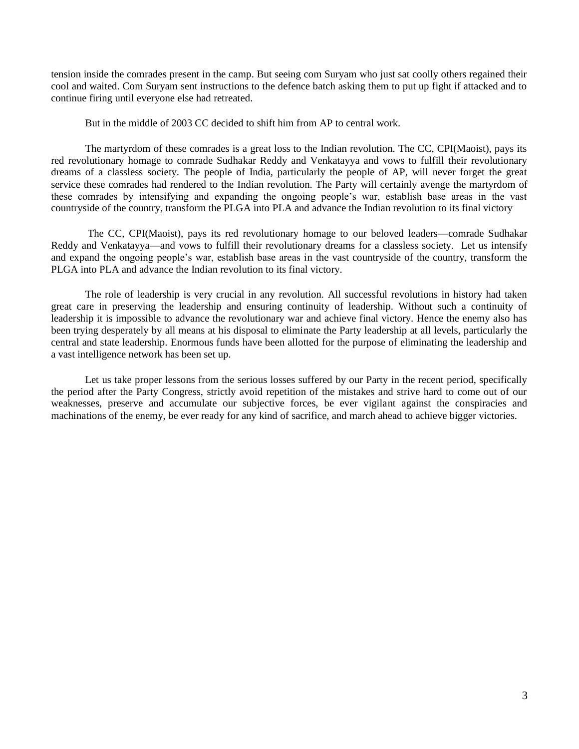tension inside the comrades present in the camp. But seeing com Suryam who just sat coolly others regained their cool and waited. Com Suryam sent instructions to the defence batch asking them to put up fight if attacked and to continue firing until everyone else had retreated.

But in the middle of 2003 CC decided to shift him from AP to central work.

The martyrdom of these comrades is a great loss to the Indian revolution. The CC, CPI(Maoist), pays its red revolutionary homage to comrade Sudhakar Reddy and Venkatayya and vows to fulfill their revolutionary dreams of a classless society. The people of India, particularly the people of AP, will never forget the great service these comrades had rendered to the Indian revolution. The Party will certainly avenge the martyrdom of these comrades by intensifying and expanding the ongoing people's war, establish base areas in the vast countryside of the country, transform the PLGA into PLA and advance the Indian revolution to its final victory

The CC, CPI(Maoist), pays its red revolutionary homage to our beloved leaders—comrade Sudhakar Reddy and Venkatayya—and vows to fulfill their revolutionary dreams for a classless society. Let us intensify and expand the ongoing people's war, establish base areas in the vast countryside of the country, transform the PLGA into PLA and advance the Indian revolution to its final victory.

The role of leadership is very crucial in any revolution. All successful revolutions in history had taken great care in preserving the leadership and ensuring continuity of leadership. Without such a continuity of leadership it is impossible to advance the revolutionary war and achieve final victory. Hence the enemy also has been trying desperately by all means at his disposal to eliminate the Party leadership at all levels, particularly the central and state leadership. Enormous funds have been allotted for the purpose of eliminating the leadership and a vast intelligence network has been set up.

Let us take proper lessons from the serious losses suffered by our Party in the recent period, specifically the period after the Party Congress, strictly avoid repetition of the mistakes and strive hard to come out of our weaknesses, preserve and accumulate our subjective forces, be ever vigilant against the conspiracies and machinations of the enemy, be ever ready for any kind of sacrifice, and march ahead to achieve bigger victories.